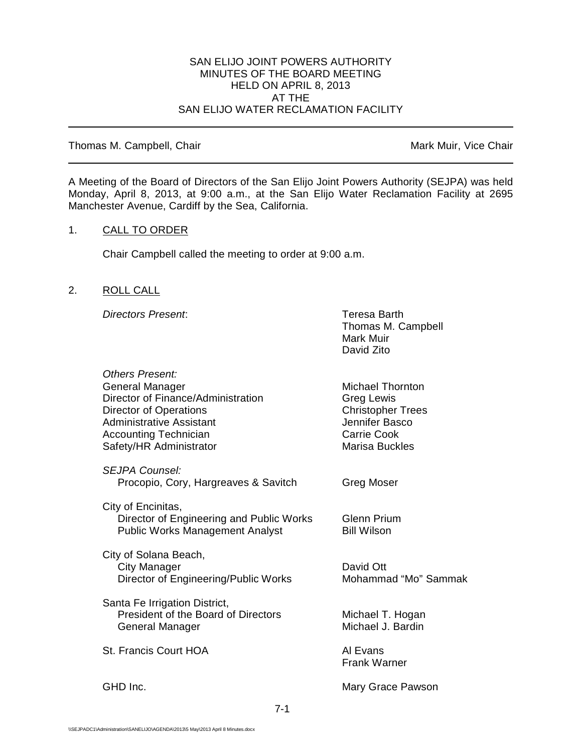SAN ELIJO JOINT POWERS AUTHORITY
MINUTES OF THE BOARD MEETING
HELD ON APRIL 8, 2013
AT THE
SAN ELIJO WATER RECLAMATION FACILITY

---

Thomas M. Campbell, Chair | Mark Muir, Vice Chair

---

A Meeting of the Board of Directors of the San Elijo Joint Powers Authority (SEJPA) was held Monday, April 8, 2013, at 9:00 a.m., at the San Elijo Water Reclamation Facility at 2695 Manchester Avenue, Cardiff by the Sea, California.

1. CALL TO ORDER

   Chair Campbell called the meeting to order at 9:00 a.m.

2. ROLL CALL

   *Directors Present*: Teresa Barth, Thomas M. Campbell, Mark Muir, David Zito

   *Others Present:*

   | | |
   |---|---|
   | General Manager | Michael Thornton |
   | Director of Finance/Administration | Greg Lewis |
   | Director of Operations | Christopher Trees |
   | Administrative Assistant | Jennifer Basco |
   | Accounting Technician | Carrie Cook |
   | Safety/HR Administrator | Marisa Buckles |
   | *SEJPA Counsel:* | |
   | Procopio, Cory, Hargreaves & Savitch | Greg Moser |
   | City of Encinitas, | |
   | Director of Engineering and Public Works | Glenn Prium |
   | Public Works Management Analyst | Bill Wilson |
   | City of Solana Beach, | |
   | City Manager | David Ott |
   | Director of Engineering/Public Works | Mohammad "Mo" Sammak |
   | Santa Fe Irrigation District, | |
   | President of the Board of Directors | Michael T. Hogan |
   | General Manager | Michael J. Bardin |
   | St. Francis Court HOA | Al Evans |
   | | Frank Warner |
   | GHD Inc. | Mary Grace Pawson |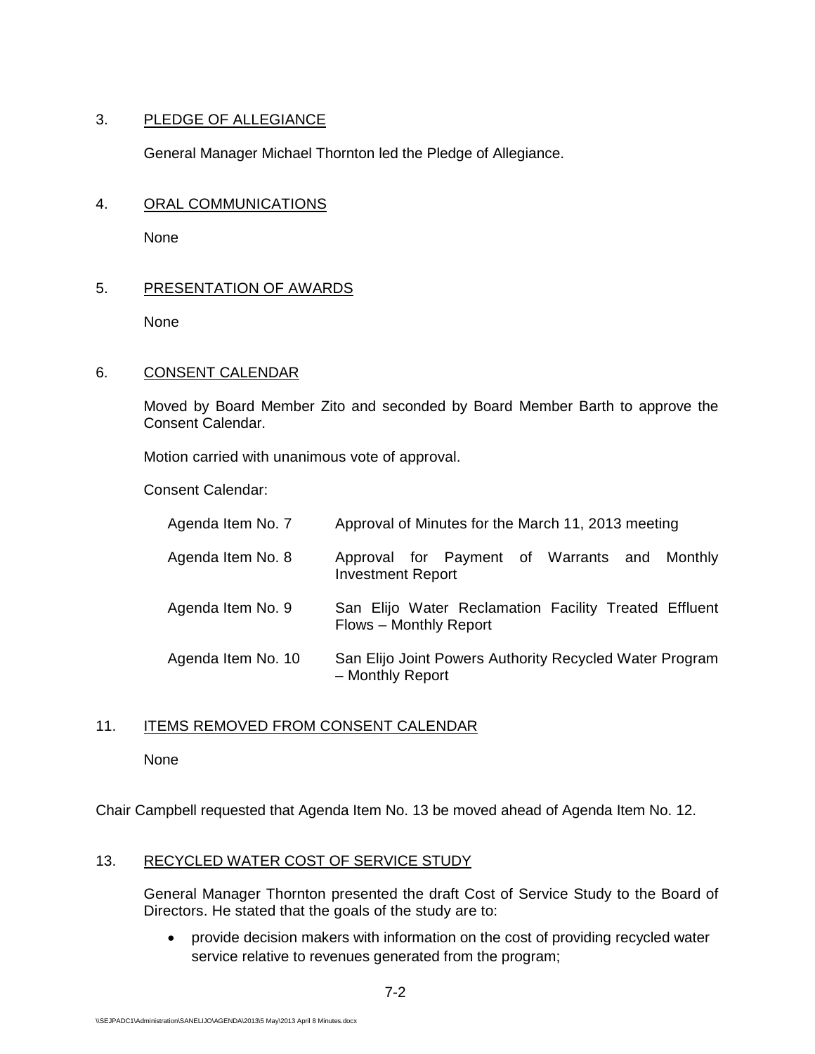3. PLEDGE OF ALLEGIANCE

General Manager Michael Thornton led the Pledge of Allegiance.

4. ORAL COMMUNICATIONS

None

5. PRESENTATION OF AWARDS

None

6. CONSENT CALENDAR

Moved by Board Member Zito and seconded by Board Member Barth to approve the Consent Calendar.

Motion carried with unanimous vote of approval.

Consent Calendar:

| | |
|---|---|
| Agenda Item No. 7 | Approval of Minutes for the March 11, 2013 meeting |
| Agenda Item No. 8 | Approval for Payment of Warrants and Monthly Investment Report |
| Agenda Item No. 9 | San Elijo Water Reclamation Facility Treated Effluent Flows – Monthly Report |
| Agenda Item No. 10 | San Elijo Joint Powers Authority Recycled Water Program – Monthly Report |

11. ITEMS REMOVED FROM CONSENT CALENDAR

None

Chair Campbell requested that Agenda Item No. 13 be moved ahead of Agenda Item No. 12.

13. RECYCLED WATER COST OF SERVICE STUDY

General Manager Thornton presented the draft Cost of Service Study to the Board of Directors. He stated that the goals of the study are to:

- provide decision makers with information on the cost of providing recycled water service relative to revenues generated from the program;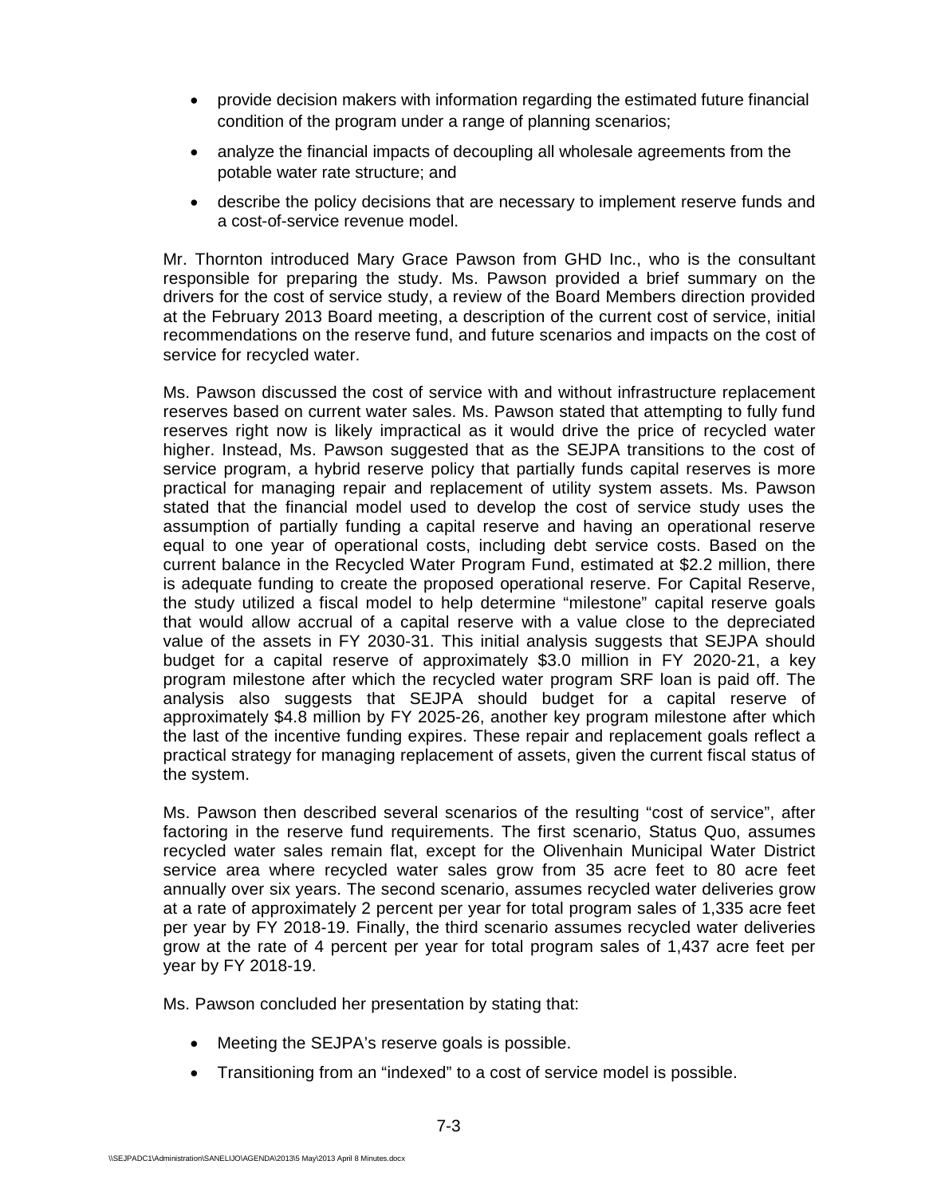- provide decision makers with information regarding the estimated future financial condition of the program under a range of planning scenarios;
- analyze the financial impacts of decoupling all wholesale agreements from the potable water rate structure; and
- describe the policy decisions that are necessary to implement reserve funds and a cost-of-service revenue model.

Mr. Thornton introduced Mary Grace Pawson from GHD Inc., who is the consultant responsible for preparing the study. Ms. Pawson provided a brief summary on the drivers for the cost of service study, a review of the Board Members direction provided at the February 2013 Board meeting, a description of the current cost of service, initial recommendations on the reserve fund, and future scenarios and impacts on the cost of service for recycled water.

Ms. Pawson discussed the cost of service with and without infrastructure replacement reserves based on current water sales. Ms. Pawson stated that attempting to fully fund reserves right now is likely impractical as it would drive the price of recycled water higher. Instead, Ms. Pawson suggested that as the SEJPA transitions to the cost of service program, a hybrid reserve policy that partially funds capital reserves is more practical for managing repair and replacement of utility system assets. Ms. Pawson stated that the financial model used to develop the cost of service study uses the assumption of partially funding a capital reserve and having an operational reserve equal to one year of operational costs, including debt service costs. Based on the current balance in the Recycled Water Program Fund, estimated at $2.2 million, there is adequate funding to create the proposed operational reserve. For Capital Reserve, the study utilized a fiscal model to help determine "milestone" capital reserve goals that would allow accrual of a capital reserve with a value close to the depreciated value of the assets in FY 2030-31. This initial analysis suggests that SEJPA should budget for a capital reserve of approximately $3.0 million in FY 2020-21, a key program milestone after which the recycled water program SRF loan is paid off. The analysis also suggests that SEJPA should budget for a capital reserve of approximately $4.8 million by FY 2025-26, another key program milestone after which the last of the incentive funding expires. These repair and replacement goals reflect a practical strategy for managing replacement of assets, given the current fiscal status of the system.

Ms. Pawson then described several scenarios of the resulting "cost of service", after factoring in the reserve fund requirements. The first scenario, Status Quo, assumes recycled water sales remain flat, except for the Olivenhain Municipal Water District service area where recycled water sales grow from 35 acre feet to 80 acre feet annually over six years. The second scenario, assumes recycled water deliveries grow at a rate of approximately 2 percent per year for total program sales of 1,335 acre feet per year by FY 2018-19. Finally, the third scenario assumes recycled water deliveries grow at the rate of 4 percent per year for total program sales of 1,437 acre feet per year by FY 2018-19.

Ms. Pawson concluded her presentation by stating that:

- Meeting the SEJPA's reserve goals is possible.
- Transitioning from an "indexed" to a cost of service model is possible.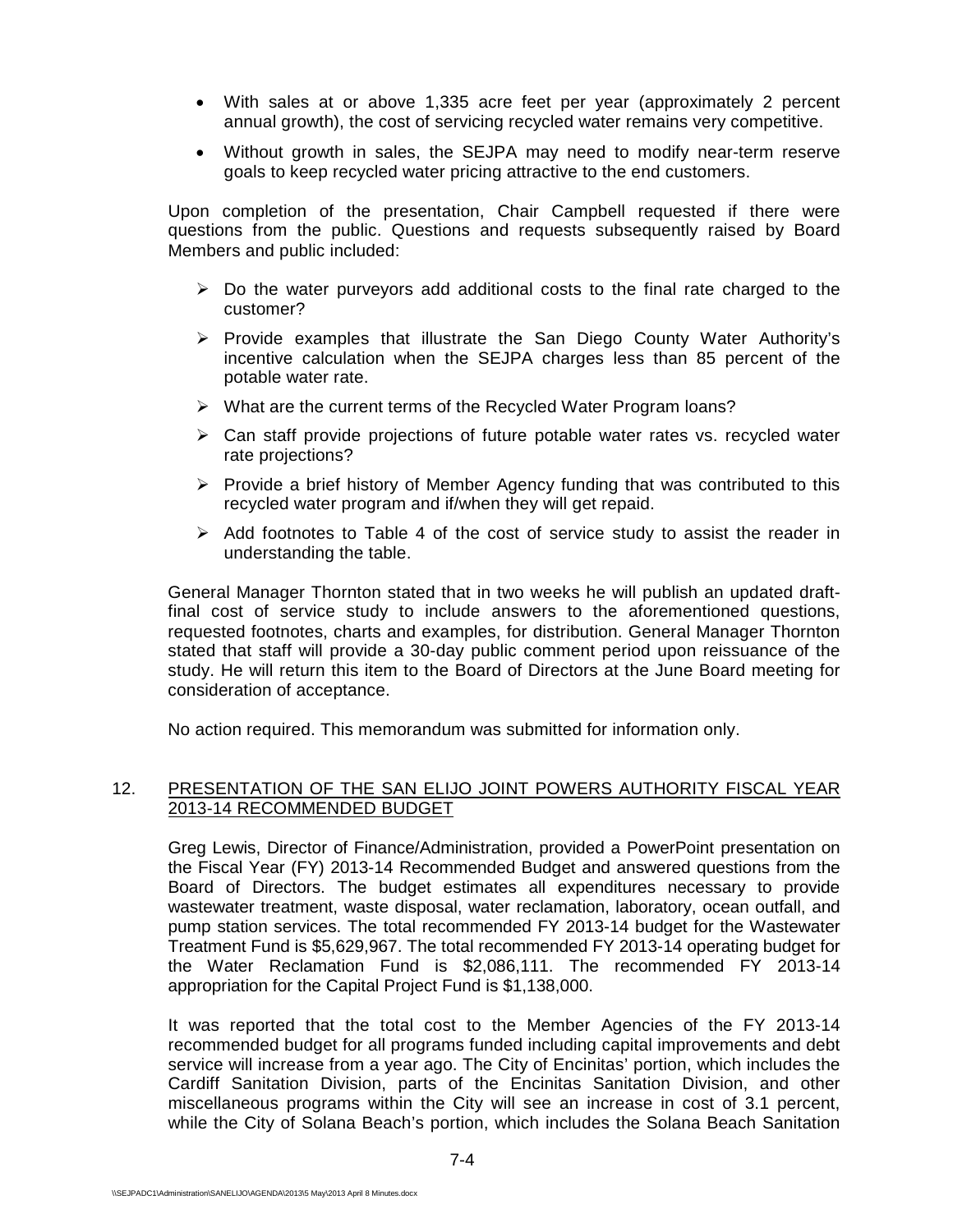- With sales at or above 1,335 acre feet per year (approximately 2 percent annual growth), the cost of servicing recycled water remains very competitive.
- Without growth in sales, the SEJPA may need to modify near-term reserve goals to keep recycled water pricing attractive to the end customers.

Upon completion of the presentation, Chair Campbell requested if there were questions from the public. Questions and requests subsequently raised by Board Members and public included:

- Do the water purveyors add additional costs to the final rate charged to the customer?
- Provide examples that illustrate the San Diego County Water Authority's incentive calculation when the SEJPA charges less than 85 percent of the potable water rate.
- What are the current terms of the Recycled Water Program loans?
- Can staff provide projections of future potable water rates vs. recycled water rate projections?
- Provide a brief history of Member Agency funding that was contributed to this recycled water program and if/when they will get repaid.
- Add footnotes to Table 4 of the cost of service study to assist the reader in understanding the table.

General Manager Thornton stated that in two weeks he will publish an updated draft-final cost of service study to include answers to the aforementioned questions, requested footnotes, charts and examples, for distribution. General Manager Thornton stated that staff will provide a 30-day public comment period upon reissuance of the study. He will return this item to the Board of Directors at the June Board meeting for consideration of acceptance.

No action required. This memorandum was submitted for information only.

12. <u>PRESENTATION OF THE SAN ELIJO JOINT POWERS AUTHORITY FISCAL YEAR 2013-14 RECOMMENDED BUDGET</u>

Greg Lewis, Director of Finance/Administration, provided a PowerPoint presentation on the Fiscal Year (FY) 2013-14 Recommended Budget and answered questions from the Board of Directors. The budget estimates all expenditures necessary to provide wastewater treatment, waste disposal, water reclamation, laboratory, ocean outfall, and pump station services. The total recommended FY 2013-14 budget for the Wastewater Treatment Fund is $5,629,967. The total recommended FY 2013-14 operating budget for the Water Reclamation Fund is $2,086,111. The recommended FY 2013-14 appropriation for the Capital Project Fund is $1,138,000.

It was reported that the total cost to the Member Agencies of the FY 2013-14 recommended budget for all programs funded including capital improvements and debt service will increase from a year ago. The City of Encinitas' portion, which includes the Cardiff Sanitation Division, parts of the Encinitas Sanitation Division, and other miscellaneous programs within the City will see an increase in cost of 3.1 percent, while the City of Solana Beach's portion, which includes the Solana Beach Sanitation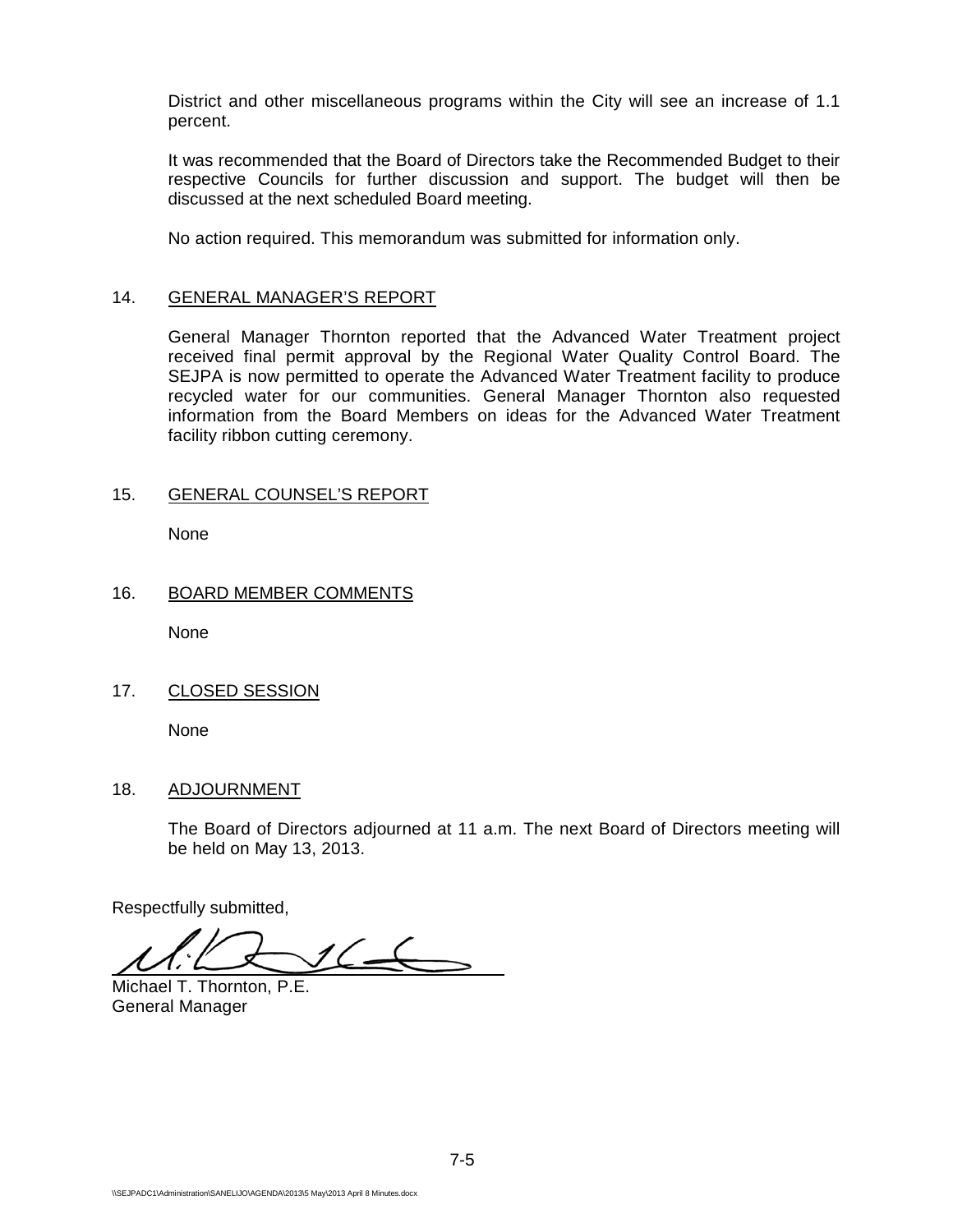District and other miscellaneous programs within the City will see an increase of 1.1 percent.

It was recommended that the Board of Directors take the Recommended Budget to their respective Councils for further discussion and support. The budget will then be discussed at the next scheduled Board meeting.

No action required. This memorandum was submitted for information only.

## 14. GENERAL MANAGER'S REPORT

General Manager Thornton reported that the Advanced Water Treatment project received final permit approval by the Regional Water Quality Control Board. The SEJPA is now permitted to operate the Advanced Water Treatment facility to produce recycled water for our communities. General Manager Thornton also requested information from the Board Members on ideas for the Advanced Water Treatment facility ribbon cutting ceremony.

## 15. GENERAL COUNSEL'S REPORT

None

## 16. BOARD MEMBER COMMENTS

None

## 17. CLOSED SESSION

None

## 18. ADJOURNMENT

The Board of Directors adjourned at 11 a.m. The next Board of Directors meeting will be held on May 13, 2013.

Respectfully submitted,

Michael T. Thornton, P.E.
General Manager

\\SEJPADC1\Administration\SANELIJO\AGENDA\2013\5 May\2013 April 8 Minutes.docx